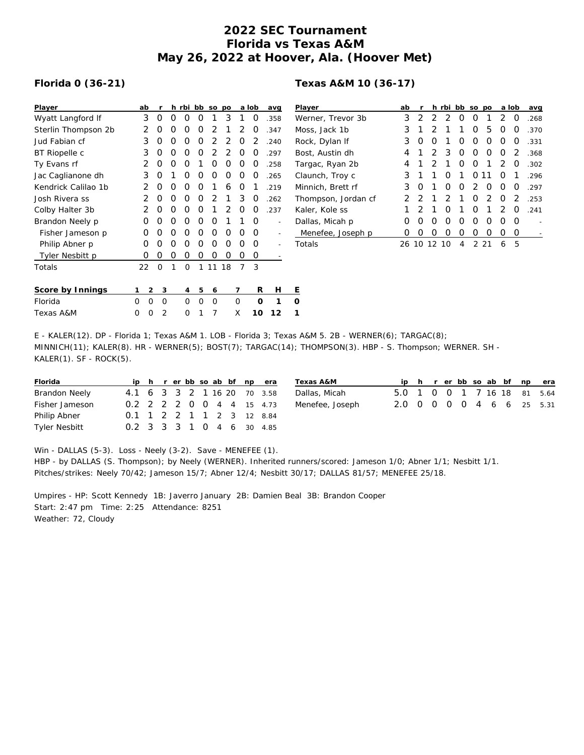# 2022 SEC Tournament
# Florida vs Texas A&M
# May 26, 2022 at Hoover, Ala. (Hoover Met)

### Florida 0 (36-21)

| Player | ab | r | h | rbi | bb | so | po | a | lob | avg |
|---|---|---|---|---|---|---|---|---|---|---|
| Wyatt Langford lf | 3 | 0 | 0 | 0 | 0 | 1 | 3 | 1 | 0 | .358 |
| Sterlin Thompson 2b | 2 | 0 | 0 | 0 | 0 | 2 | 1 | 2 | 0 | .347 |
| Jud Fabian cf | 3 | 0 | 0 | 0 | 0 | 2 | 2 | 0 | 2 | .240 |
| BT Riopelle c | 3 | 0 | 0 | 0 | 0 | 2 | 2 | 0 | 0 | .297 |
| Ty Evans rf | 2 | 0 | 0 | 0 | 1 | 0 | 0 | 0 | 0 | .258 |
| Jac Caglianone dh | 3 | 0 | 1 | 0 | 0 | 0 | 0 | 0 | 0 | .265 |
| Kendrick Calilao 1b | 2 | 0 | 0 | 0 | 0 | 1 | 6 | 0 | 1 | .219 |
| Josh Rivera ss | 2 | 0 | 0 | 0 | 0 | 2 | 1 | 3 | 0 | .262 |
| Colby Halter 3b | 2 | 0 | 0 | 0 | 0 | 1 | 2 | 0 | 0 | .237 |
| Brandon Neely p | 0 | 0 | 0 | 0 | 0 | 0 | 1 | 1 | 0 | - |
| Fisher Jameson p | 0 | 0 | 0 | 0 | 0 | 0 | 0 | 0 | 0 | - |
| Philip Abner p | 0 | 0 | 0 | 0 | 0 | 0 | 0 | 0 | 0 | - |
| Tyler Nesbitt p | 0 | 0 | 0 | 0 | 0 | 0 | 0 | 0 | 0 | - |
| Totals | 22 | 0 | 1 | 0 | 1 | 11 | 18 | 7 | 3 | |

### Texas A&M 10 (36-17)

| Player | ab | r | h | rbi | bb | so | po | a | lob | avg |
|---|---|---|---|---|---|---|---|---|---|---|
| Werner, Trevor 3b | 3 | 2 | 2 | 2 | 0 | 0 | 1 | 2 | 0 | .268 |
| Moss, Jack 1b | 3 | 1 | 2 | 1 | 1 | 0 | 5 | 0 | 0 | .370 |
| Rock, Dylan lf | 3 | 0 | 0 | 1 | 0 | 0 | 0 | 0 | 0 | .331 |
| Bost, Austin dh | 4 | 1 | 2 | 3 | 0 | 0 | 0 | 0 | 2 | .368 |
| Targac, Ryan 2b | 4 | 1 | 2 | 1 | 0 | 0 | 1 | 2 | 0 | .302 |
| Claunch, Troy c | 3 | 1 | 1 | 0 | 1 | 0 | 11 | 0 | 1 | .296 |
| Minnich, Brett rf | 3 | 0 | 1 | 0 | 0 | 2 | 0 | 0 | 0 | .297 |
| Thompson, Jordan cf | 2 | 2 | 1 | 2 | 1 | 0 | 2 | 0 | 2 | .253 |
| Kaler, Kole ss | 1 | 2 | 1 | 0 | 1 | 0 | 1 | 2 | 0 | .241 |
| Dallas, Micah p | 0 | 0 | 0 | 0 | 0 | 0 | 0 | 0 | 0 | - |
| Menefee, Joseph p | 0 | 0 | 0 | 0 | 0 | 0 | 0 | 0 | 0 | - |
| Totals | 26 | 10 | 12 | 10 | 4 | 2 | 21 | 6 | 5 | |

| Score by Innings | 1 | 2 | 3 | 4 | 5 | 6 | 7 | R | H | E |
|---|---|---|---|---|---|---|---|---|---|---|
| Florida | 0 | 0 | 0 | 0 | 0 | 0 | 0 | **0** | **1** | **0** |
| Texas A&M | 0 | 0 | 2 | 0 | 1 | 7 | X | **10** | **12** | **1** |

E - KALER(12). DP - Florida 1; Texas A&M 1. LOB - Florida 3; Texas A&M 5. 2B - WERNER(6); TARGAC(8); MINNICH(11); KALER(8). HR - WERNER(5); BOST(7); TARGAC(14); THOMPSON(3). HBP - S. Thompson; WERNER. SH - KALER(1). SF - ROCK(5).

| Florida | ip | h | r | er | bb | so | ab | bf | np | era |
|---|---|---|---|---|---|---|---|---|---|---|
| Brandon Neely | 4.1 | 6 | 3 | 3 | 2 | 1 | 16 | 20 | 70 | 3.58 |
| Fisher Jameson | 0.2 | 2 | 2 | 2 | 0 | 0 | 4 | 4 | 15 | 4.73 |
| Philip Abner | 0.1 | 1 | 2 | 2 | 1 | 1 | 2 | 3 | 12 | 8.84 |
| Tyler Nesbitt | 0.2 | 3 | 3 | 3 | 1 | 0 | 4 | 6 | 30 | 4.85 |

| Texas A&M | ip | h | r | er | bb | so | ab | bf | np | era |
|---|---|---|---|---|---|---|---|---|---|---|
| Dallas, Micah | 5.0 | 1 | 0 | 0 | 1 | 7 | 16 | 18 | 81 | 5.64 |
| Menefee, Joseph | 2.0 | 0 | 0 | 0 | 0 | 4 | 6 | 6 | 25 | 5.31 |

Win - DALLAS (5-3). Loss - Neely (3-2). Save - MENEFEE (1).
HBP - by DALLAS (S. Thompson); by Neely (WERNER). Inherited runners/scored: Jameson 1/0; Abner 1/1; Nesbitt 1/1.
Pitches/strikes: Neely 70/42; Jameson 15/7; Abner 12/4; Nesbitt 30/17; DALLAS 81/57; MENEFEE 25/18.

Umpires - HP: Scott Kennedy 1B: Javerro January 2B: Damien Beal 3B: Brandon Cooper
Start: 2:47 pm Time: 2:25 Attendance: 8251
Weather: 72, Cloudy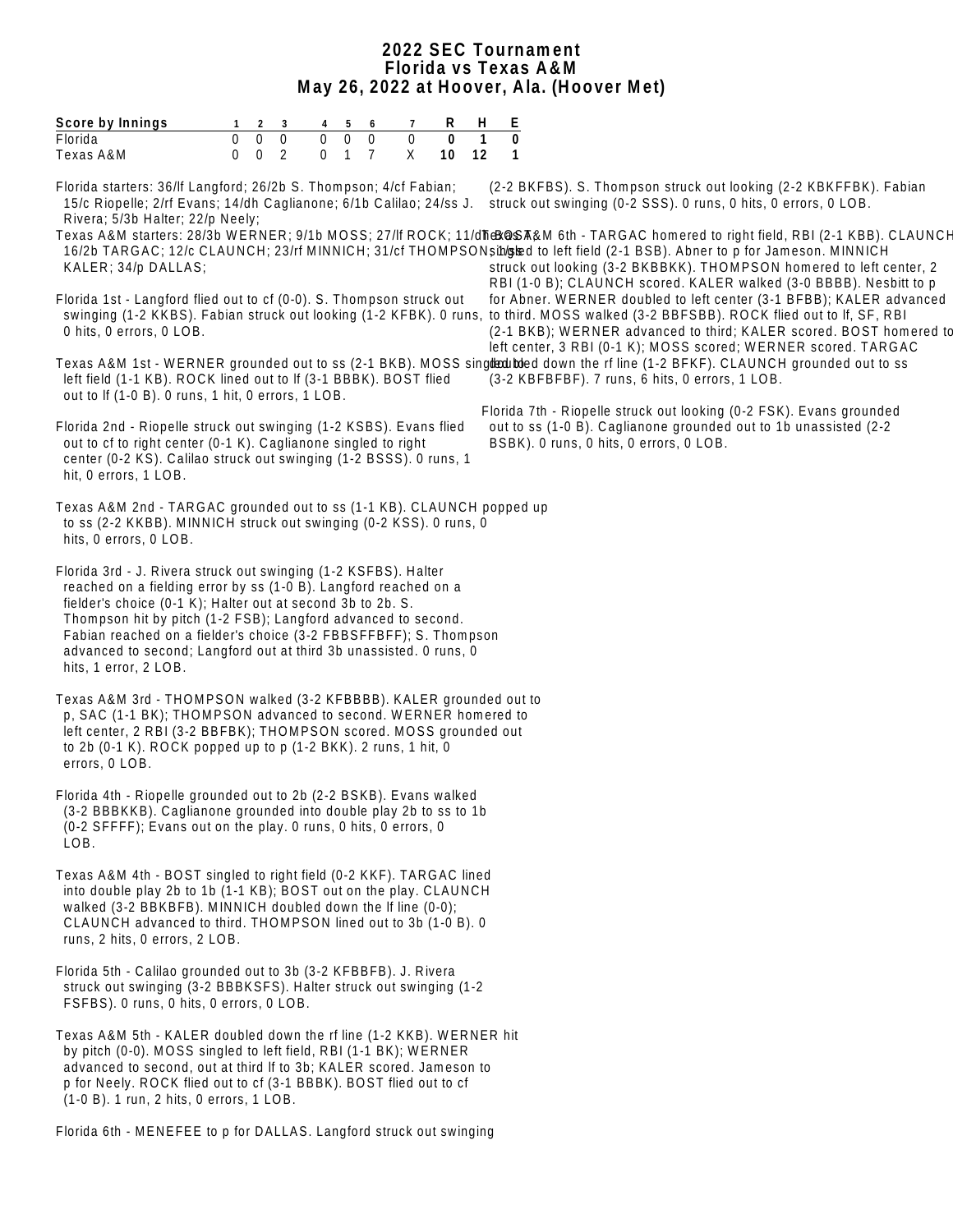# 2022 SEC Tournament
# Florida vs Texas A&M
# May 26, 2022 at Hoover, Ala. (Hoover Met)

| Score by Innings | 1 | 2 | 3 | 4 | 5 | 6 | 7 | R | H | E |
|---|---|---|---|---|---|---|---|---|---|---|
| Florida | 0 | 0 | 0 | 0 | 0 | 0 | 0 | **0** | **1** | **0** |
| Texas A&M | 0 | 0 | 2 | 0 | 1 | 7 | X | **10** | **12** | **1** |

Florida starters: 36/lf Langford; 26/2b S. Thompson; 4/cf Fabian; 15/c Riopelle; 2/rf Evans; 14/dh Caglianone; 6/1b Calilao; 24/ss J. Rivera; 5/3b Halter; 22/p Neely;

Texas A&M starters: 28/3b WERNER; 9/1b MOSS; 27/lf ROCK; 11/dh BOST; 16/2b TARGAC; 12/c CLAUNCH; 23/rf MINNICH; 31/cf THOMPSON; 1/ss KALER; 34/p DALLAS;

Florida 1st - Langford flied out to cf (0-0). S. Thompson struck out swinging (1-2 KKBS). Fabian struck out looking (1-2 KFBK). 0 runs, 0 hits, 0 errors, 0 LOB.

Texas A&M 1st - WERNER grounded out to ss (2-1 BKB). MOSS singled to left field (1-1 KB). ROCK lined out to lf (3-1 BBBK). BOST flied out to lf (1-0 B). 0 runs, 1 hit, 0 errors, 1 LOB.

Florida 2nd - Riopelle struck out swinging (1-2 KSBS). Evans flied out to cf to right center (0-1 K). Caglianone singled to right center (0-2 KS). Calilao struck out swinging (1-2 BSSS). 0 runs, 1 hit, 0 errors, 1 LOB.

Texas A&M 2nd - TARGAC grounded out to ss (1-1 KB). CLAUNCH popped up to ss (2-2 KKBB). MINNICH struck out swinging (0-2 KSS). 0 runs, 0 hits, 0 errors, 0 LOB.

Florida 3rd - J. Rivera struck out swinging (1-2 KSFBS). Halter reached on a fielding error by ss (1-0 B). Langford reached on a fielder's choice (0-1 K); Halter out at second 3b to 2b. S. Thompson hit by pitch (1-2 FSB); Langford advanced to second. Fabian reached on a fielder's choice (3-2 FBBSFFBFF); S. Thompson advanced to second; Langford out at third 3b unassisted. 0 runs, 0 hits, 1 error, 2 LOB.

Texas A&M 3rd - THOMPSON walked (3-2 KFBBBB). KALER grounded out to p, SAC (1-1 BK); THOMPSON advanced to second. WERNER homered to left center, 2 RBI (3-2 BBFBK); THOMPSON scored. MOSS grounded out to 2b (0-1 K). ROCK popped up to p (1-2 BKK). 2 runs, 1 hit, 0 errors, 0 LOB.

Florida 4th - Riopelle grounded out to 2b (2-2 BSKB). Evans walked (3-2 BBBKKB). Caglianone grounded into double play 2b to ss to 1b (0-2 SFFFF); Evans out on the play. 0 runs, 0 hits, 0 errors, 0 LOB.

Texas A&M 4th - BOST singled to right field (0-2 KKF). TARGAC lined into double play 2b to 1b (1-1 KB); BOST out on the play. CLAUNCH walked (3-2 BBKBFB). MINNICH doubled down the lf line (0-0); CLAUNCH advanced to third. THOMPSON lined out to 3b (1-0 B). 0 runs, 2 hits, 0 errors, 2 LOB.

Florida 5th - Calilao grounded out to 3b (3-2 KFBBFB). J. Rivera struck out swinging (3-2 BBBKSFS). Halter struck out swinging (1-2 FSFBS). 0 runs, 0 hits, 0 errors, 0 LOB.

Texas A&M 5th - KALER doubled down the rf line (1-2 KKB). WERNER hit by pitch (0-0). MOSS singled to left field, RBI (1-1 BK); WERNER advanced to second, out at third lf to 3b; KALER scored. Jameson to p for Neely. ROCK flied out to cf (3-1 BBBK). BOST flied out to cf (1-0 B). 1 run, 2 hits, 0 errors, 1 LOB.

Florida 6th - MENEFEE to p for DALLAS. Langford struck out swinging (2-2 BKFBS). S. Thompson struck out looking (2-2 KBKFFBK). Fabian struck out swinging (0-2 SSS). 0 runs, 0 hits, 0 errors, 0 LOB.

Texas A&M 6th - TARGAC homered to right field, RBI (2-1 KBB). CLAUNCH singled to left field (2-1 BSB). Abner to p for Jameson. MINNICH struck out looking (3-2 BKBBKK). THOMPSON homered to left center, 2 RBI (1-0 B); CLAUNCH scored. KALER walked (3-0 BBBB). Nesbitt to p for Abner. WERNER doubled to left center (3-1 BFBB); KALER advanced to third. MOSS walked (3-2 BBFSBB). ROCK flied out to lf, SF, RBI (2-1 BKB); WERNER advanced to third; KALER scored. BOST homered to left center, 3 RBI (0-1 K); MOSS scored; WERNER scored. TARGAC doubled down the rf line (1-2 BFKF). CLAUNCH grounded out to ss (3-2 KBFBFBF). 7 runs, 6 hits, 0 errors, 1 LOB.

Florida 7th - Riopelle struck out looking (0-2 FSK). Evans grounded out to ss (1-0 B). Caglianone grounded out to 1b unassisted (2-2 BSBK). 0 runs, 0 hits, 0 errors, 0 LOB.